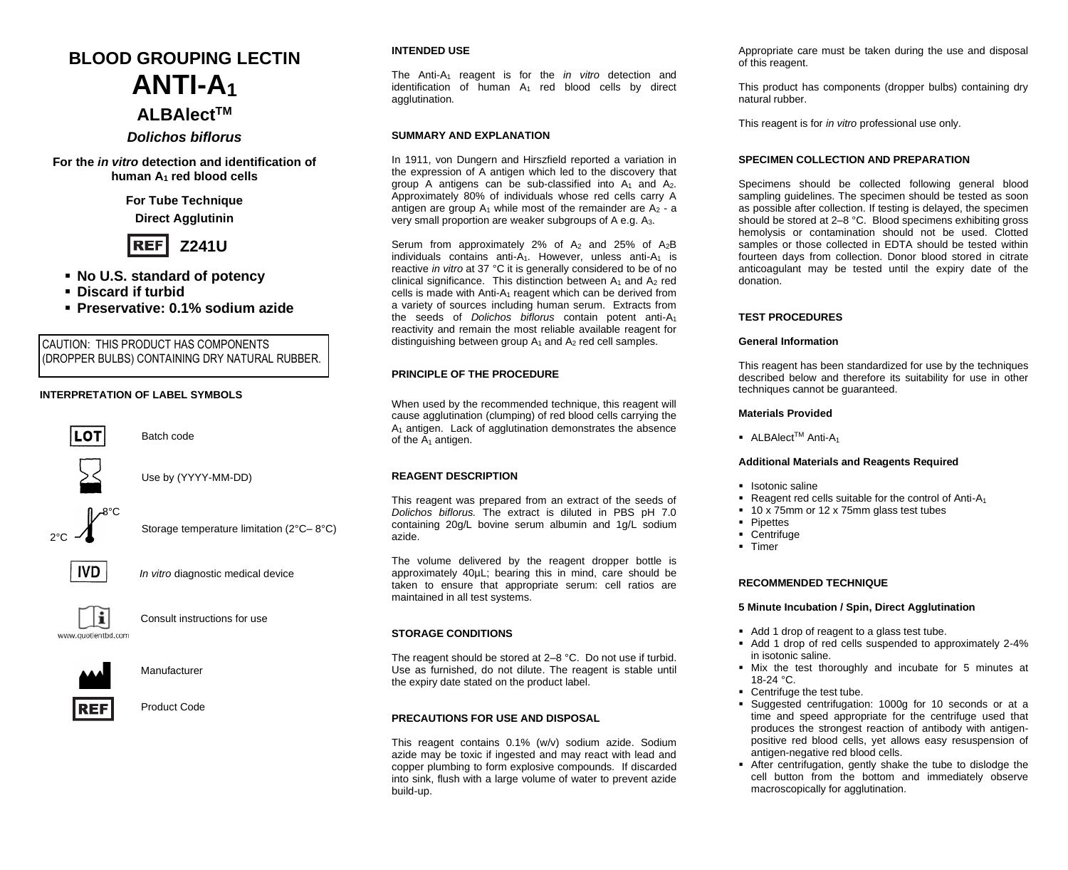# BLOOD GROUPING LECTIN

# ANTI-$A_1$

## ALBAlect™

***Dolichos biflorus***

**For the *in vitro* detection and identification of human $A_1$ red blood cells**

**For Tube Technique**

**Direct Agglutinin**

**REF Z241U**

- **No U.S. standard of potency**
- **Discard if turbid**
- **Preservative: 0.1% sodium azide**

CAUTION: THIS PRODUCT HAS COMPONENTS (DROPPER BULBS) CONTAINING DRY NATURAL RUBBER.

### INTERPRETATION OF LABEL SYMBOLS

| Symbol | Meaning |
|---|---|
| LOT | Batch code |
| (hourglass) | Use by (YYYY-MM-DD) |
| 2°C – 8°C | Storage temperature limitation (2°C– 8°C) |
| IVD | *In vitro* diagnostic medical device |
| (i) www.quotientbd.com | Consult instructions for use |
| (factory) | Manufacturer |
| REF | Product Code |

### INTENDED USE

The Anti-$A_1$ reagent is for the *in vitro* detection and identification of human $A_1$ red blood cells by direct agglutination.

### SUMMARY AND EXPLANATION

In 1911, von Dungern and Hirszfield reported a variation in the expression of A antigen which led to the discovery that group A antigens can be sub-classified into $A_1$ and $A_2$. Approximately 80% of individuals whose red cells carry A antigen are group $A_1$ while most of the remainder are $A_2$ - a very small proportion are weaker subgroups of A e.g. $A_3$.

Serum from approximately 2% of $A_2$ and 25% of $A_2B$ individuals contains anti-$A_1$. However, unless anti-$A_1$ is reactive *in vitro* at 37 °C it is generally considered to be of no clinical significance. This distinction between $A_1$ and $A_2$ red cells is made with Anti-$A_1$ reagent which can be derived from a variety of sources including human serum. Extracts from the seeds of *Dolichos biflorus* contain potent anti-$A_1$ reactivity and remain the most reliable available reagent for distinguishing between group $A_1$ and $A_2$ red cell samples.

### PRINCIPLE OF THE PROCEDURE

When used by the recommended technique, this reagent will cause agglutination (clumping) of red blood cells carrying the $A_1$ antigen. Lack of agglutination demonstrates the absence of the $A_1$ antigen.

### REAGENT DESCRIPTION

This reagent was prepared from an extract of the seeds of *Dolichos biflorus.* The extract is diluted in PBS pH 7.0 containing 20g/L bovine serum albumin and 1g/L sodium azide.

The volume delivered by the reagent dropper bottle is approximately 40µL; bearing this in mind, care should be taken to ensure that appropriate serum: cell ratios are maintained in all test systems.

### STORAGE CONDITIONS

The reagent should be stored at 2–8 °C. Do not use if turbid. Use as furnished, do not dilute. The reagent is stable until the expiry date stated on the product label.

### PRECAUTIONS FOR USE AND DISPOSAL

This reagent contains 0.1% (w/v) sodium azide. Sodium azide may be toxic if ingested and may react with lead and copper plumbing to form explosive compounds. If discarded into sink, flush with a large volume of water to prevent azide build-up.

Appropriate care must be taken during the use and disposal of this reagent.

This product has components (dropper bulbs) containing dry natural rubber.

This reagent is for *in vitro* professional use only.

### SPECIMEN COLLECTION AND PREPARATION

Specimens should be collected following general blood sampling guidelines. The specimen should be tested as soon as possible after collection. If testing is delayed, the specimen should be stored at 2–8 °C. Blood specimens exhibiting gross hemolysis or contamination should not be used. Clotted samples or those collected in EDTA should be tested within fourteen days from collection. Donor blood stored in citrate anticoagulant may be tested until the expiry date of the donation.

### TEST PROCEDURES

#### General Information

This reagent has been standardized for use by the techniques described below and therefore its suitability for use in other techniques cannot be guaranteed.

#### Materials Provided

- ALBAlect™ Anti-$A_1$

#### Additional Materials and Reagents Required

- Isotonic saline
- Reagent red cells suitable for the control of Anti-$A_1$
- 10 x 75mm or 12 x 75mm glass test tubes
- Pipettes
- Centrifuge
- Timer

### RECOMMENDED TECHNIQUE

#### 5 Minute Incubation / Spin, Direct Agglutination

- Add 1 drop of reagent to a glass test tube.
- Add 1 drop of red cells suspended to approximately 2-4% in isotonic saline.
- Mix the test thoroughly and incubate for 5 minutes at 18-24 °C.
- Centrifuge the test tube.
- Suggested centrifugation: 1000g for 10 seconds or at a time and speed appropriate for the centrifuge used that produces the strongest reaction of antibody with antigen-positive red blood cells, yet allows easy resuspension of antigen-negative red blood cells.
- After centrifugation, gently shake the tube to dislodge the cell button from the bottom and immediately observe macroscopically for agglutination.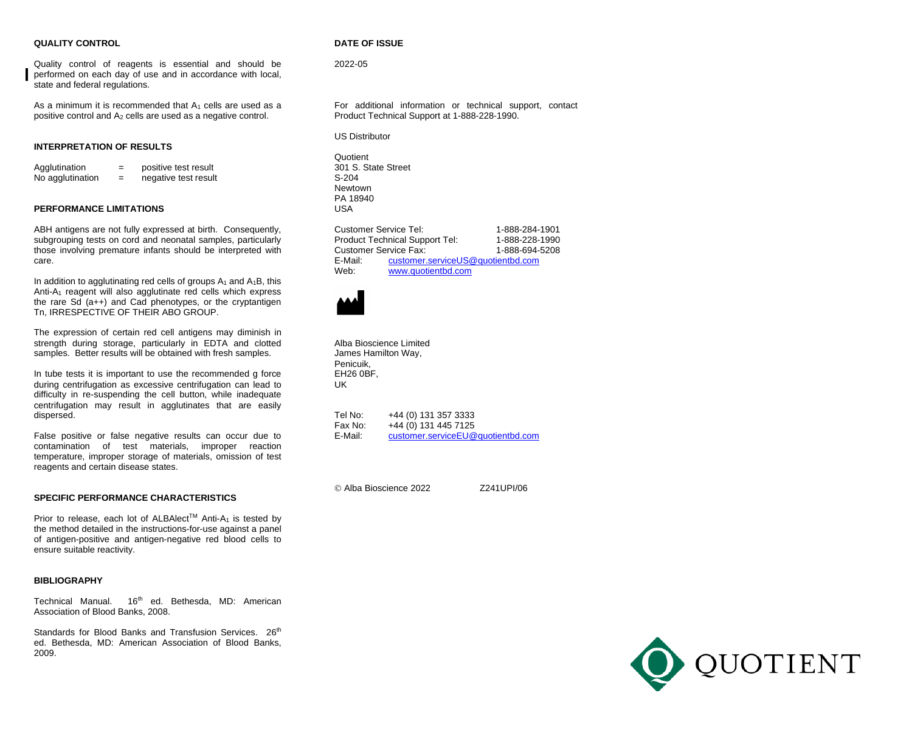## QUALITY CONTROL

Quality control of reagents is essential and should be performed on each day of use and in accordance with local, state and federal regulations.

As a minimum it is recommended that $A_1$ cells are used as a positive control and $A_2$ cells are used as a negative control.

## INTERPRETATION OF RESULTS

| | | |
|---|---|---|
| Agglutination | = | positive test result |
| No agglutination | = | negative test result |

## PERFORMANCE LIMITATIONS

ABH antigens are not fully expressed at birth. Consequently, subgrouping tests on cord and neonatal samples, particularly those involving premature infants should be interpreted with care.

In addition to agglutinating red cells of groups $A_1$ and $A_1$B, this Anti-$A_1$ reagent will also agglutinate red cells which express the rare Sd (a++) and Cad phenotypes, or the cryptantigen Tn, IRRESPECTIVE OF THEIR ABO GROUP.

The expression of certain red cell antigens may diminish in strength during storage, particularly in EDTA and clotted samples. Better results will be obtained with fresh samples.

In tube tests it is important to use the recommended g force during centrifugation as excessive centrifugation can lead to difficulty in re-suspending the cell button, while inadequate centrifugation may result in agglutinates that are easily dispersed.

False positive or false negative results can occur due to contamination of test materials, improper reaction temperature, improper storage of materials, omission of test reagents and certain disease states.

## SPECIFIC PERFORMANCE CHARACTERISTICS

Prior to release, each lot of ALBAlect™ Anti-$A_1$ is tested by the method detailed in the instructions-for-use against a panel of antigen-positive and antigen-negative red blood cells to ensure suitable reactivity.

## BIBLIOGRAPHY

Technical Manual. 16th ed. Bethesda, MD: American Association of Blood Banks, 2008.

Standards for Blood Banks and Transfusion Services. 26th ed. Bethesda, MD: American Association of Blood Banks, 2009.

## DATE OF ISSUE

2022-05

For additional information or technical support, contact Product Technical Support at 1-888-228-1990.

US Distributor

Quotient
301 S. State Street
S-204
Newtown
PA 18940
USA

| | |
|---|---|
| Customer Service Tel: | 1-888-284-1901 |
| Product Technical Support Tel: | 1-888-228-1990 |
| Customer Service Fax: | 1-888-694-5208 |
| E-Mail: | customer.serviceUS@quotientbd.com |
| Web: | www.quotientbd.com |

Alba Bioscience Limited
James Hamilton Way,
Penicuik,
EH26 0BF,
UK

| | |
|---|---|
| Tel No: | +44 (0) 131 357 3333 |
| Fax No: | +44 (0) 131 445 7125 |
| E-Mail: | customer.serviceEU@quotientbd.com |

© Alba Bioscience 2022 Z241UPI/06

QUOTIENT